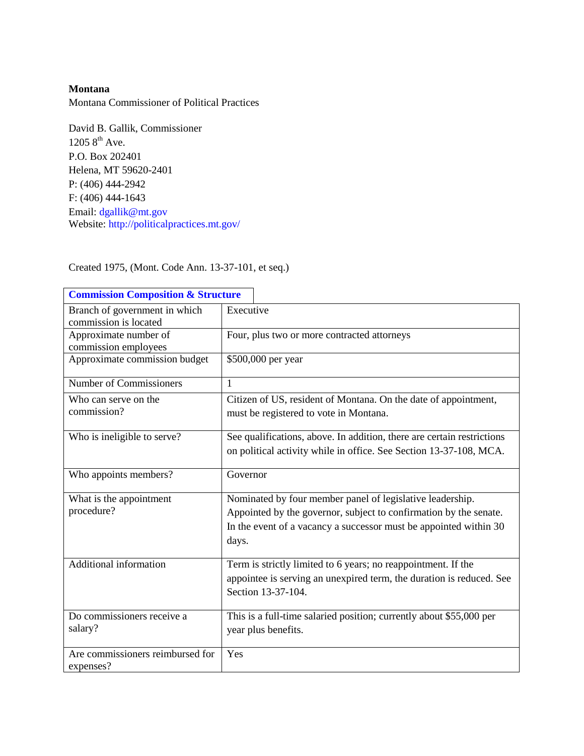**Montana**
Montana Commissioner of Political Practices

David B. Gallik, Commissioner
1205 8th Ave.
P.O. Box 202401
Helena, MT 59620-2401
P: (406) 444-2942
F: (406) 444-1643
Email: dgallik@mt.gov
Website: http://politicalpractices.mt.gov/

Created 1975, (Mont. Code Ann. 13-37-101, et seq.)

## Commission Composition & Structure

| | |
|---|---|
| Branch of government in which commission is located | Executive |
| Approximate number of commission employees | Four, plus two or more contracted attorneys |
| Approximate commission budget | $500,000 per year |
| Number of Commissioners | 1 |
| Who can serve on the commission? | Citizen of US, resident of Montana. On the date of appointment, must be registered to vote in Montana. |
| Who is ineligible to serve? | See qualifications, above. In addition, there are certain restrictions on political activity while in office. See Section 13-37-108, MCA. |
| Who appoints members? | Governor |
| What is the appointment procedure? | Nominated by four member panel of legislative leadership. Appointed by the governor, subject to confirmation by the senate. In the event of a vacancy a successor must be appointed within 30 days. |
| Additional information | Term is strictly limited to 6 years; no reappointment. If the appointee is serving an unexpired term, the duration is reduced. See Section 13-37-104. |
| Do commissioners receive a salary? | This is a full-time salaried position; currently about $55,000 per year plus benefits. |
| Are commissioners reimbursed for expenses? | Yes |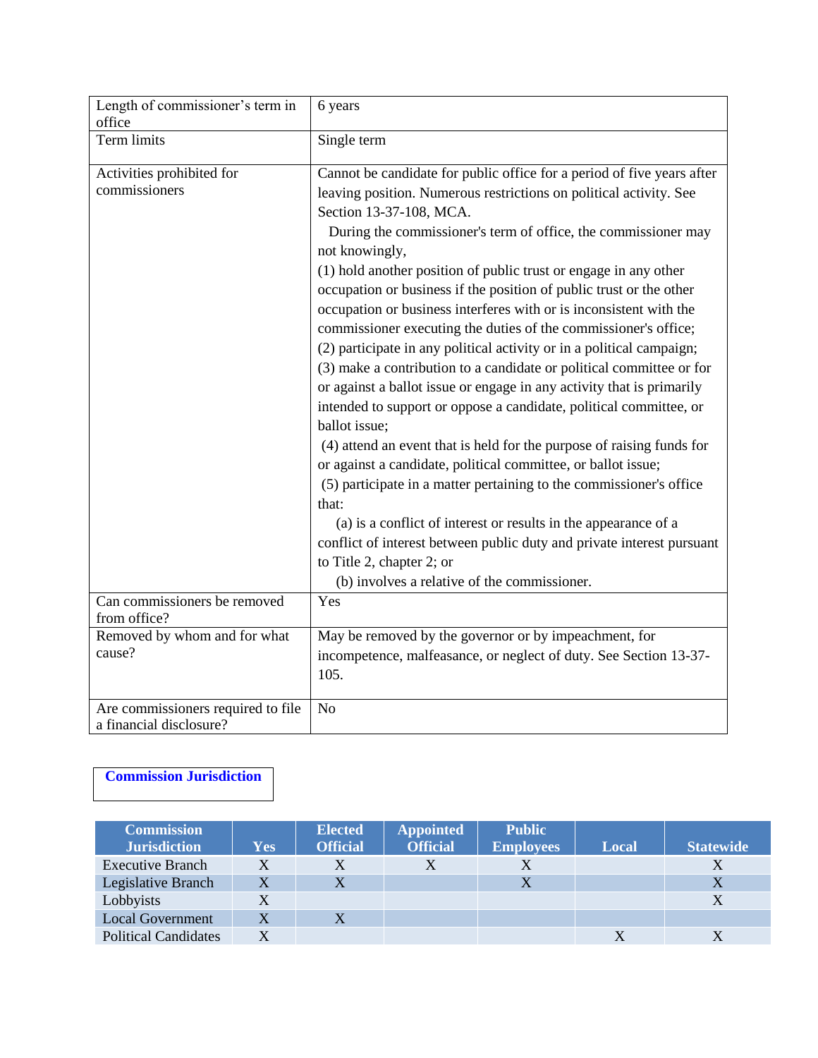| Length of commissioner's term in office | 6 years |
|---|---|
| Term limits | Single term |
| Activities prohibited for commissioners | Cannot be candidate for public office for a period of five years after leaving position. Numerous restrictions on political activity. See Section 13-37-108, MCA.<br>During the commissioner's term of office, the commissioner may not knowingly,<br>(1) hold another position of public trust or engage in any other occupation or business if the position of public trust or the other occupation or business interferes with or is inconsistent with the commissioner executing the duties of the commissioner's office;<br>(2) participate in any political activity or in a political campaign;<br>(3) make a contribution to a candidate or political committee or for or against a ballot issue or engage in any activity that is primarily intended to support or oppose a candidate, political committee, or ballot issue;<br>(4) attend an event that is held for the purpose of raising funds for or against a candidate, political committee, or ballot issue;<br>(5) participate in a matter pertaining to the commissioner's office that:<br>(a) is a conflict of interest or results in the appearance of a conflict of interest between public duty and private interest pursuant to Title 2, chapter 2; or<br>(b) involves a relative of the commissioner. |
| Can commissioners be removed from office? | Yes |
| Removed by whom and for what cause? | May be removed by the governor or by impeachment, for incompetence, malfeasance, or neglect of duty. See Section 13-37-105. |
| Are commissioners required to file a financial disclosure? | No |

**Commission Jurisdiction**

| Commission Jurisdiction | Yes | Elected Official | Appointed Official | Public Employees | Local | Statewide |
|---|---|---|---|---|---|---|
| Executive Branch | X | X | X | X | | X |
| Legislative Branch | X | X | | X | | X |
| Lobbyists | X | | | | | X |
| Local Government | X | X | | | | |
| Political Candidates | X | | | | X | X |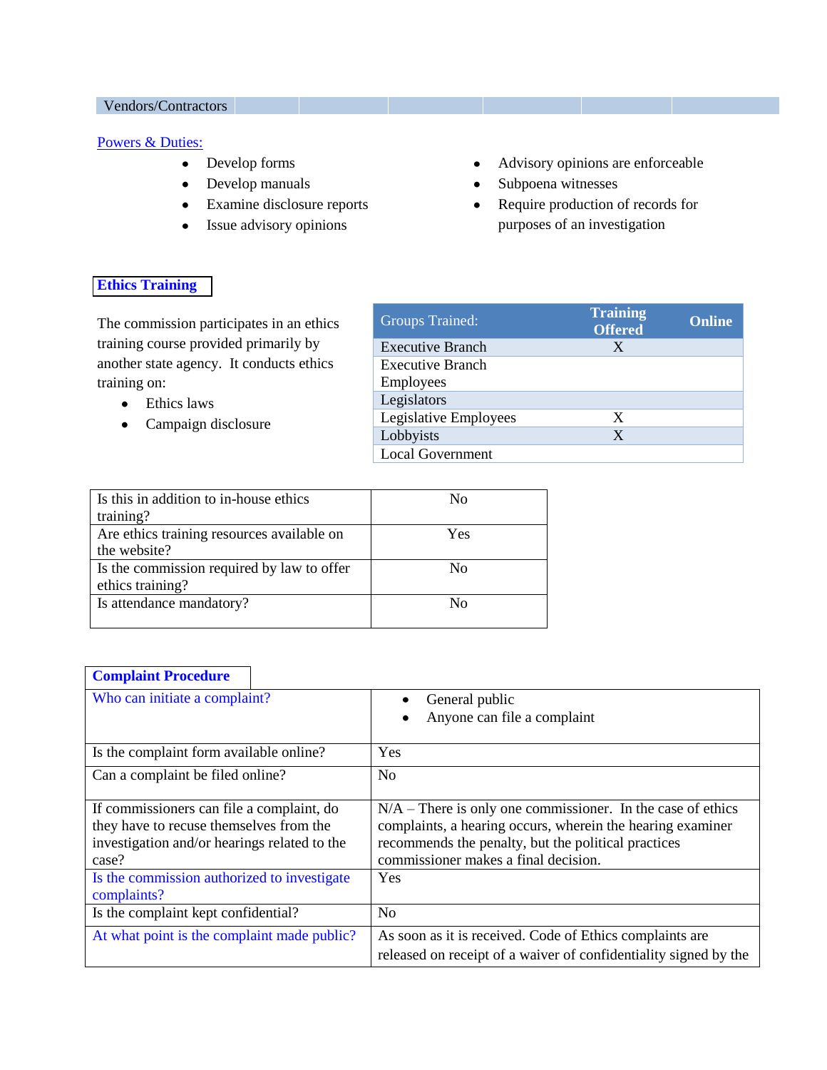| Vendors/Contractors | | | | | | |
|---|---|---|---|---|---|---|

Powers & Duties:

- Develop forms
- Develop manuals
- Examine disclosure reports
- Issue advisory opinions
- Advisory opinions are enforceable
- Subpoena witnesses
- Require production of records for purposes of an investigation

## Ethics Training

The commission participates in an ethics training course provided primarily by another state agency. It conducts ethics training on:

- Ethics laws
- Campaign disclosure

| Groups Trained: | Training Offered | Online |
|---|---|---|
| Executive Branch | X | |
| Executive Branch Employees | | |
| Legislators | | |
| Legislative Employees | X | |
| Lobbyists | X | |
| Local Government | | |

| Is this in addition to in-house ethics training? | No |
|---|---|
| Are ethics training resources available on the website? | Yes |
| Is the commission required by law to offer ethics training? | No |
| Is attendance mandatory? | No |

## Complaint Procedure

| Who can initiate a complaint? | • General public<br>• Anyone can file a complaint |
|---|---|
| Is the complaint form available online? | Yes |
| Can a complaint be filed online? | No |
| If commissioners can file a complaint, do they have to recuse themselves from the investigation and/or hearings related to the case? | N/A – There is only one commissioner. In the case of ethics complaints, a hearing occurs, wherein the hearing examiner recommends the penalty, but the political practices commissioner makes a final decision. |
| Is the commission authorized to investigate complaints? | Yes |
| Is the complaint kept confidential? | No |
| At what point is the complaint made public? | As soon as it is received. Code of Ethics complaints are released on receipt of a waiver of confidentiality signed by the |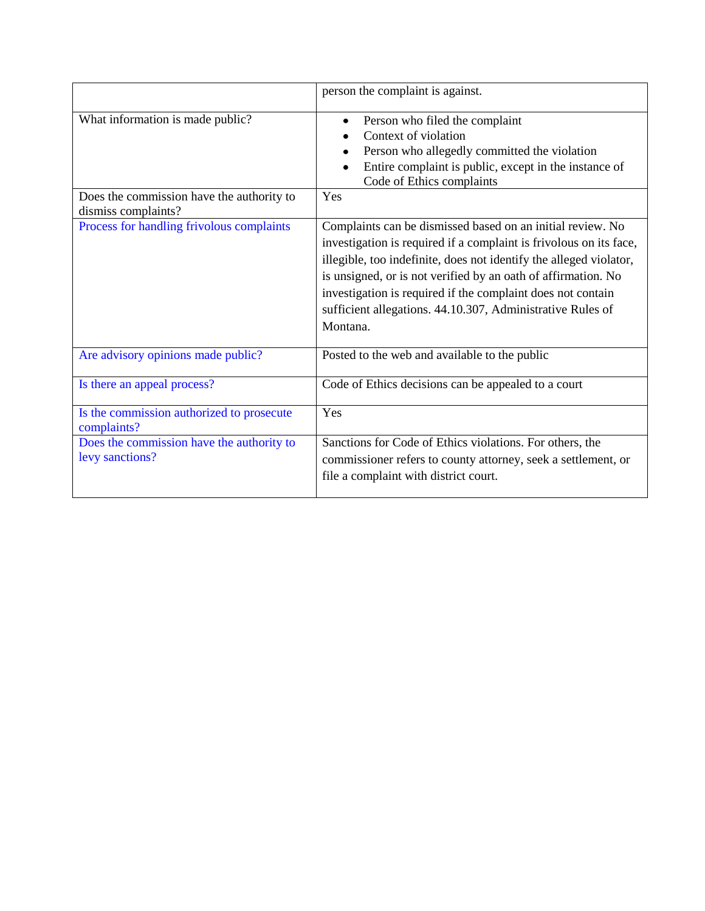| | |
|---|---|
| | person the complaint is against. |
| What information is made public? | • Person who filed the complaint<br>• Context of violation<br>• Person who allegedly committed the violation<br>• Entire complaint is public, except in the instance of Code of Ethics complaints |
| Does the commission have the authority to dismiss complaints? | Yes |
| Process for handling frivolous complaints | Complaints can be dismissed based on an initial review. No investigation is required if a complaint is frivolous on its face, illegible, too indefinite, does not identify the alleged violator, is unsigned, or is not verified by an oath of affirmation. No investigation is required if the complaint does not contain sufficient allegations. 44.10.307, Administrative Rules of Montana. |
| Are advisory opinions made public? | Posted to the web and available to the public |
| Is there an appeal process? | Code of Ethics decisions can be appealed to a court |
| Is the commission authorized to prosecute complaints? | Yes |
| Does the commission have the authority to levy sanctions? | Sanctions for Code of Ethics violations. For others, the commissioner refers to county attorney, seek a settlement, or file a complaint with district court. |